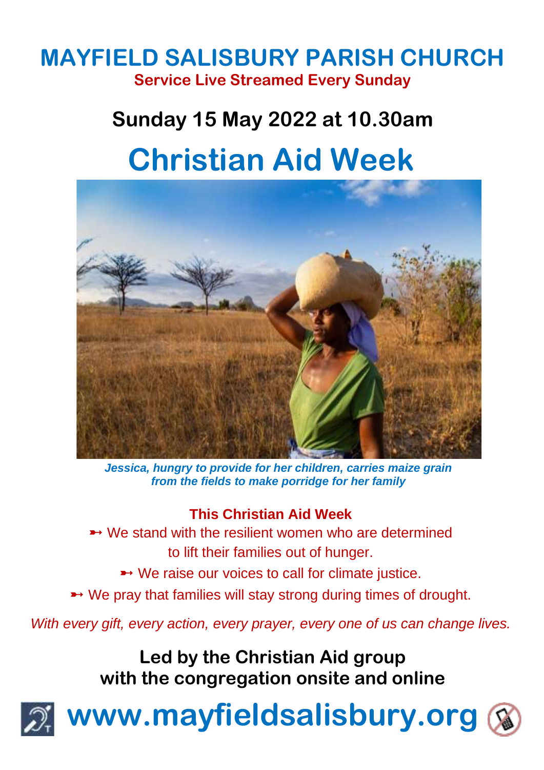# MAYFIELD SALISBURY PARISH CHURCH

**Service Live Streamed Every Sunday**

## Sunday 15 May 2022 at 10.30am

# Christian Aid Week

*Jessica, hungry to provide for her children, carries maize grain from the fields to make porridge for her family*

**This Christian Aid Week**

➳ We stand with the resilient women who are determined to lift their families out of hunger.

➳ We raise our voices to call for climate justice.

➳ We pray that families will stay strong during times of drought.

*With every gift, every action, every prayer, every one of us can change lives.*

**Led by the Christian Aid group with the congregation onsite and online**

**www.mayfieldsalisbury.org**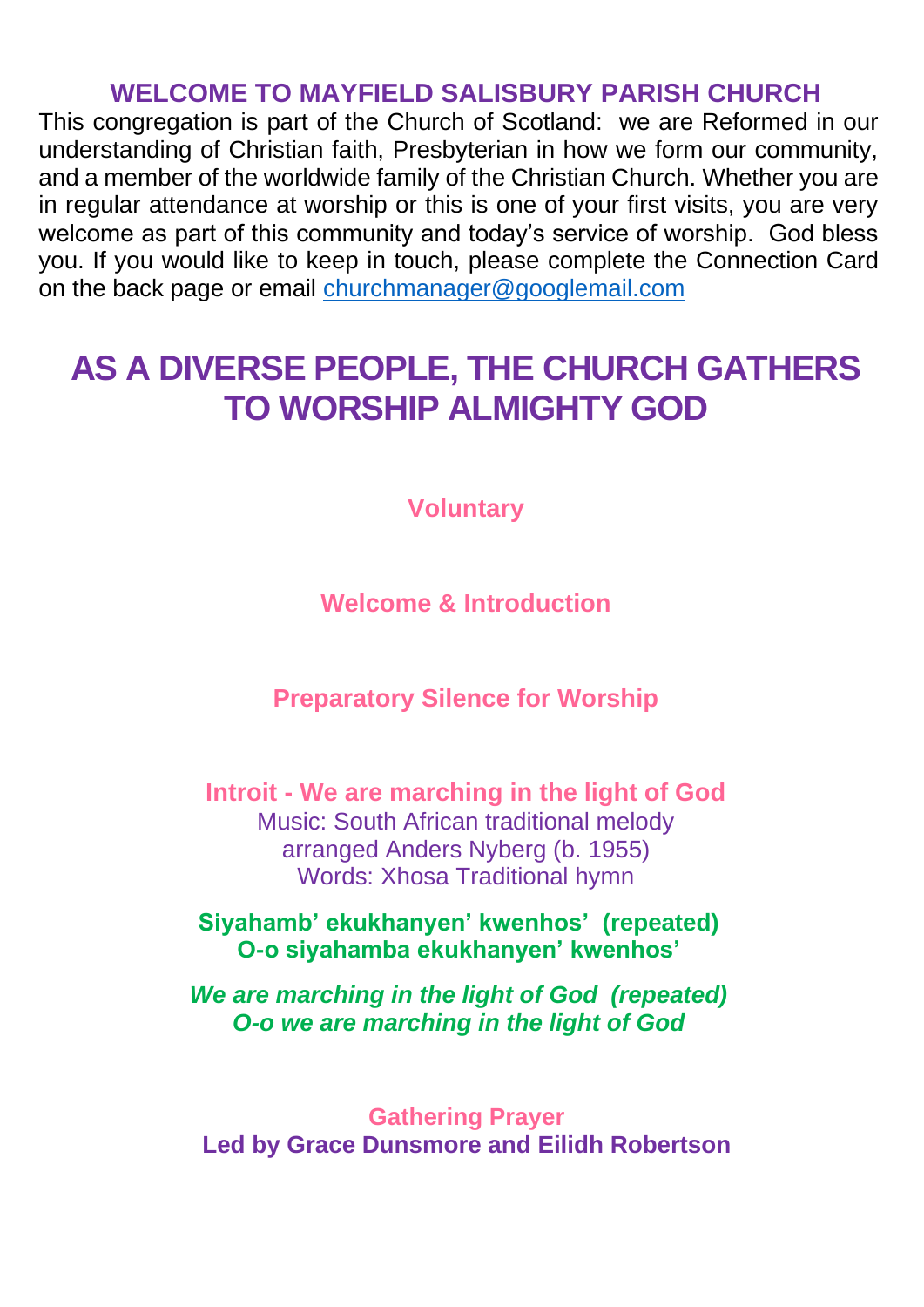## WELCOME TO MAYFIELD SALISBURY PARISH CHURCH

This congregation is part of the Church of Scotland: we are Reformed in our understanding of Christian faith, Presbyterian in how we form our community, and a member of the worldwide family of the Christian Church. Whether you are in regular attendance at worship or this is one of your first visits, you are very welcome as part of this community and today's service of worship. God bless you. If you would like to keep in touch, please complete the Connection Card on the back page or email [churchmanager@googlemail.com](mailto:churchmanager@googlemail.com)

# AS A DIVERSE PEOPLE, THE CHURCH GATHERS TO WORSHIP ALMIGHTY GOD

**Voluntary**

**Welcome & Introduction**

**Preparatory Silence for Worship**

**Introit - We are marching in the light of God**
Music: South African traditional melody
arranged Anders Nyberg (b. 1955)
Words: Xhosa Traditional hymn

**Siyahamb' ekukhanyen' kwenhos' (repeated)**
**O-o siyahamba ekukhanyen' kwenhos'**

***We are marching in the light of God (repeated)***
***O-o we are marching in the light of God***

**Gathering Prayer**
**Led by Grace Dunsmore and Eilidh Robertson**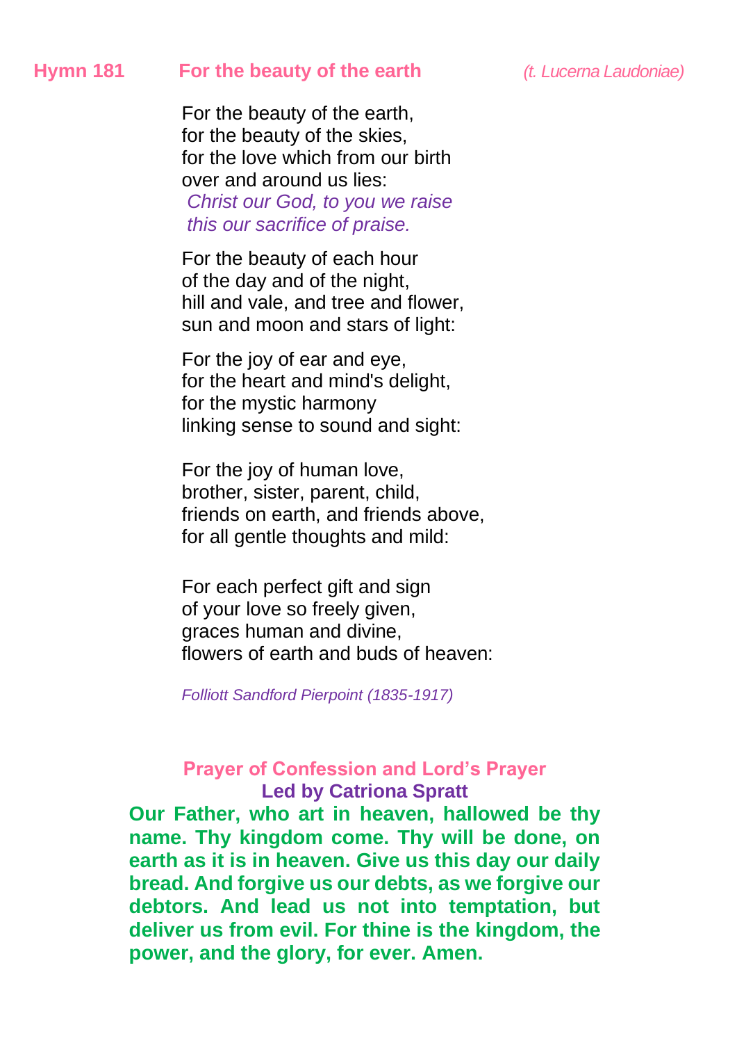## Hymn 181 For the beauty of the earth *(t. Lucerna Laudoniae)*

For the beauty of the earth,
for the beauty of the skies,
for the love which from our birth
over and around us lies:
*Christ our God, to you we raise*
*this our sacrifice of praise.*

For the beauty of each hour
of the day and of the night,
hill and vale, and tree and flower,
sun and moon and stars of light:

For the joy of ear and eye,
for the heart and mind's delight,
for the mystic harmony
linking sense to sound and sight:

For the joy of human love,
brother, sister, parent, child,
friends on earth, and friends above,
for all gentle thoughts and mild:

For each perfect gift and sign
of your love so freely given,
graces human and divine,
flowers of earth and buds of heaven:

*Folliott Sandford Pierpoint (1835-1917)*

## Prayer of Confession and Lord's Prayer

**Led by Catriona Spratt**

**Our Father, who art in heaven, hallowed be thy name. Thy kingdom come. Thy will be done, on earth as it is in heaven. Give us this day our daily bread. And forgive us our debts, as we forgive our debtors. And lead us not into temptation, but deliver us from evil. For thine is the kingdom, the power, and the glory, for ever. Amen.**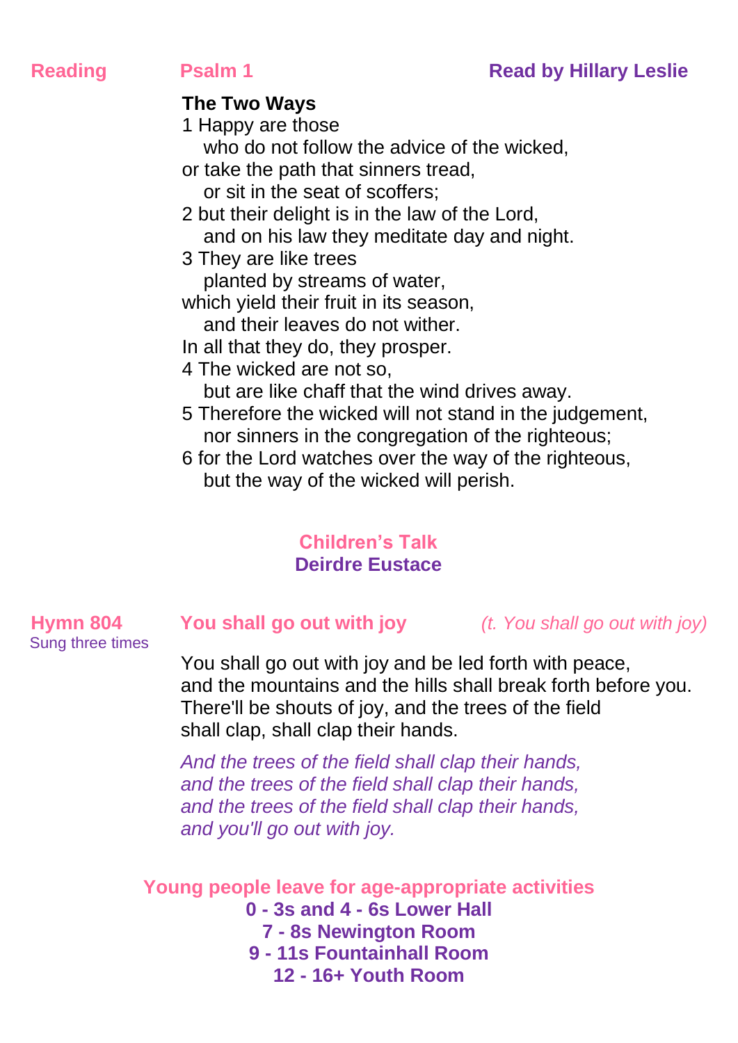**Reading** **Psalm 1** **Read by Hillary Leslie**

**The Two Ways**

1 Happy are those
   who do not follow the advice of the wicked,
or take the path that sinners tread,
   or sit in the seat of scoffers;
2 but their delight is in the law of the Lord,
   and on his law they meditate day and night.
3 They are like trees
   planted by streams of water,
which yield their fruit in its season,
   and their leaves do not wither.
In all that they do, they prosper.
4 The wicked are not so,
   but are like chaff that the wind drives away.
5 Therefore the wicked will not stand in the judgement,
   nor sinners in the congregation of the righteous;
6 for the Lord watches over the way of the righteous,
   but the way of the wicked will perish.

**Children's Talk**
**Deirdre Eustace**

**Hymn 804** **You shall go out with joy** *(t. You shall go out with joy)*
Sung three times

You shall go out with joy and be led forth with peace,
and the mountains and the hills shall break forth before you.
There'll be shouts of joy, and the trees of the field
shall clap, shall clap their hands.

*And the trees of the field shall clap their hands,*
*and the trees of the field shall clap their hands,*
*and the trees of the field shall clap their hands,*
*and you'll go out with joy.*

**Young people leave for age-appropriate activities**
**0 - 3s and 4 - 6s Lower Hall**
**7 - 8s Newington Room**
**9 - 11s Fountainhall Room**
**12 - 16+ Youth Room**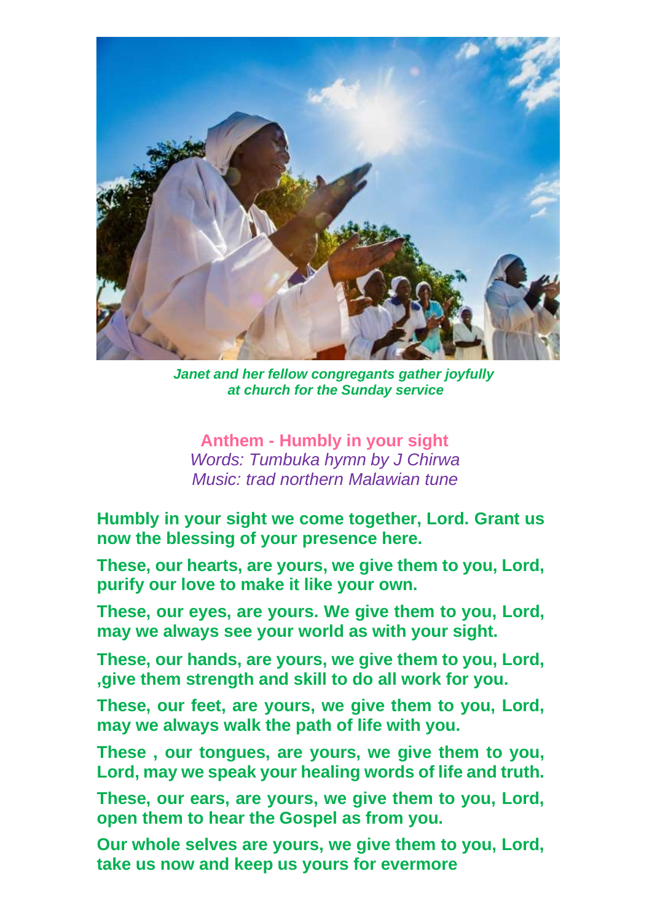*Janet and her fellow congregants gather joyfully at church for the Sunday service*

**Anthem - Humbly in your sight**

*Words: Tumbuka hymn by J Chirwa*
*Music: trad northern Malawian tune*

**Humbly in your sight we come together, Lord. Grant us now the blessing of your presence here.**

**These, our hearts, are yours, we give them to you, Lord, purify our love to make it like your own.**

**These, our eyes, are yours. We give them to you, Lord, may we always see your world as with your sight.**

**These, our hands, are yours, we give them to you, Lord, ,give them strength and skill to do all work for you.**

**These, our feet, are yours, we give them to you, Lord, may we always walk the path of life with you.**

**These , our tongues, are yours, we give them to you, Lord, may we speak your healing words of life and truth.**

**These, our ears, are yours, we give them to you, Lord, open them to hear the Gospel as from you.**

**Our whole selves are yours, we give them to you, Lord, take us now and keep us yours for evermore**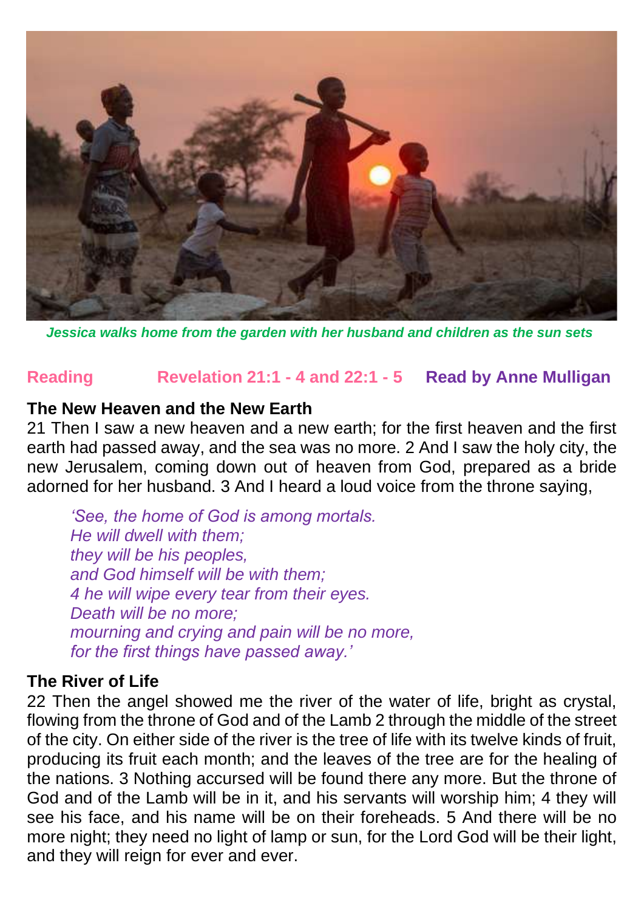*Jessica walks home from the garden with her husband and children as the sun sets*

**Reading** **Revelation 21:1 - 4 and 22:1 - 5** **Read by Anne Mulligan**

**The New Heaven and the New Earth**

21 Then I saw a new heaven and a new earth; for the first heaven and the first earth had passed away, and the sea was no more. 2 And I saw the holy city, the new Jerusalem, coming down out of heaven from God, prepared as a bride adorned for her husband. 3 And I heard a loud voice from the throne saying,

*'See, the home of God is among mortals.*
*He will dwell with them;*
*they will be his peoples,*
*and God himself will be with them;*
*4 he will wipe every tear from their eyes.*
*Death will be no more;*
*mourning and crying and pain will be no more,*
*for the first things have passed away.'*

**The River of Life**

22 Then the angel showed me the river of the water of life, bright as crystal, flowing from the throne of God and of the Lamb 2 through the middle of the street of the city. On either side of the river is the tree of life with its twelve kinds of fruit, producing its fruit each month; and the leaves of the tree are for the healing of the nations. 3 Nothing accursed will be found there any more. But the throne of God and of the Lamb will be in it, and his servants will worship him; 4 they will see his face, and his name will be on their foreheads. 5 And there will be no more night; they need no light of lamp or sun, for the Lord God will be their light, and they will reign for ever and ever.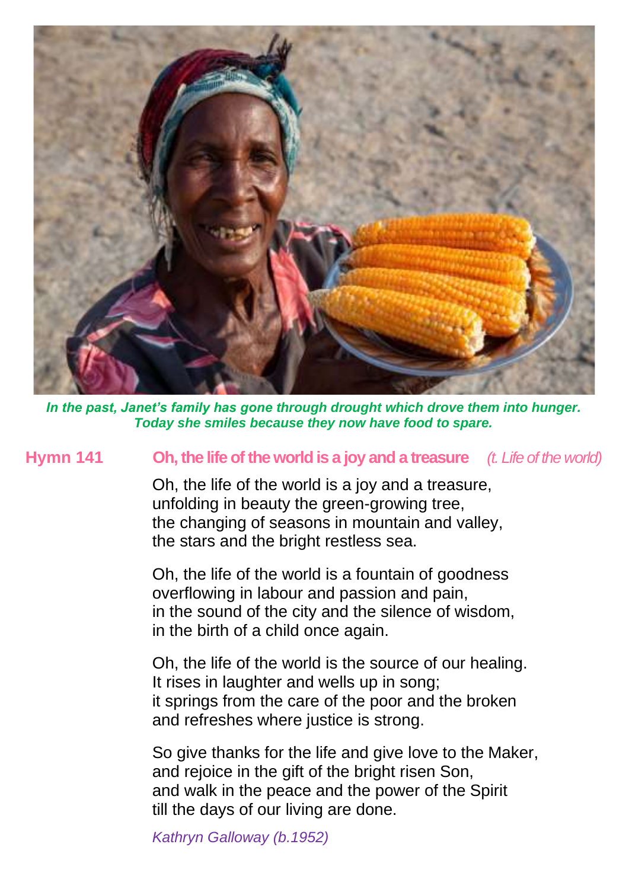*__In the past, Janet's family has gone through drought which drove them into hunger. Today she smiles because they now have food to spare.__*

## Hymn 141 — Oh, the life of the world is a joy and a treasure *(t. Life of the world)*

Oh, the life of the world is a joy and a treasure,
unfolding in beauty the green-growing tree,
the changing of seasons in mountain and valley,
the stars and the bright restless sea.

Oh, the life of the world is a fountain of goodness
overflowing in labour and passion and pain,
in the sound of the city and the silence of wisdom,
in the birth of a child once again.

Oh, the life of the world is the source of our healing.
It rises in laughter and wells up in song;
it springs from the care of the poor and the broken
and refreshes where justice is strong.

So give thanks for the life and give love to the Maker,
and rejoice in the gift of the bright risen Son,
and walk in the peace and the power of the Spirit
till the days of our living are done.

*Kathryn Galloway (b.1952)*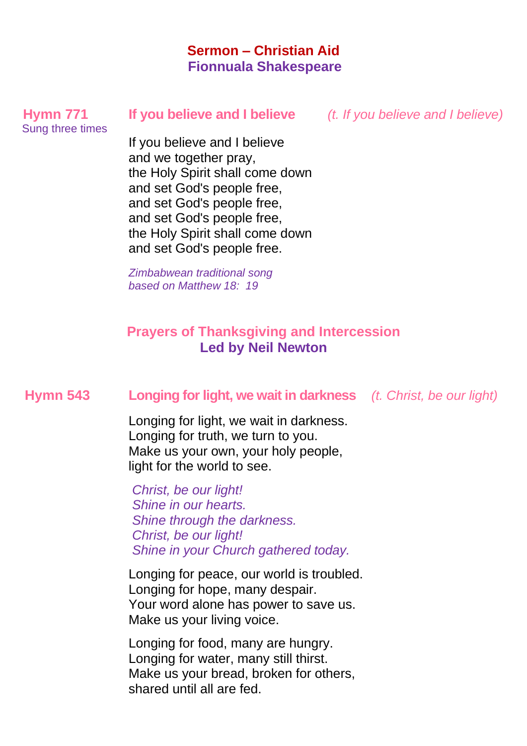## Sermon – Christian Aid
**Fionnuala Shakespeare**

**Hymn 771** **If you believe and I believe** *(t. If you believe and I believe)*
Sung three times

If you believe and I believe
and we together pray,
the Holy Spirit shall come down
and set God's people free,
and set God's people free,
and set God's people free,
the Holy Spirit shall come down
and set God's people free.

*Zimbabwean traditional song*
*based on Matthew 18: 19*

## Prayers of Thanksgiving and Intercession
**Led by Neil Newton**

**Hymn 543** **Longing for light, we wait in darkness** *(t. Christ, be our light)*

Longing for light, we wait in darkness.
Longing for truth, we turn to you.
Make us your own, your holy people,
light for the world to see.

*Christ, be our light!*
*Shine in our hearts.*
*Shine through the darkness.*
*Christ, be our light!*
*Shine in your Church gathered today.*

Longing for peace, our world is troubled.
Longing for hope, many despair.
Your word alone has power to save us.
Make us your living voice.

Longing for food, many are hungry.
Longing for water, many still thirst.
Make us your bread, broken for others,
shared until all are fed.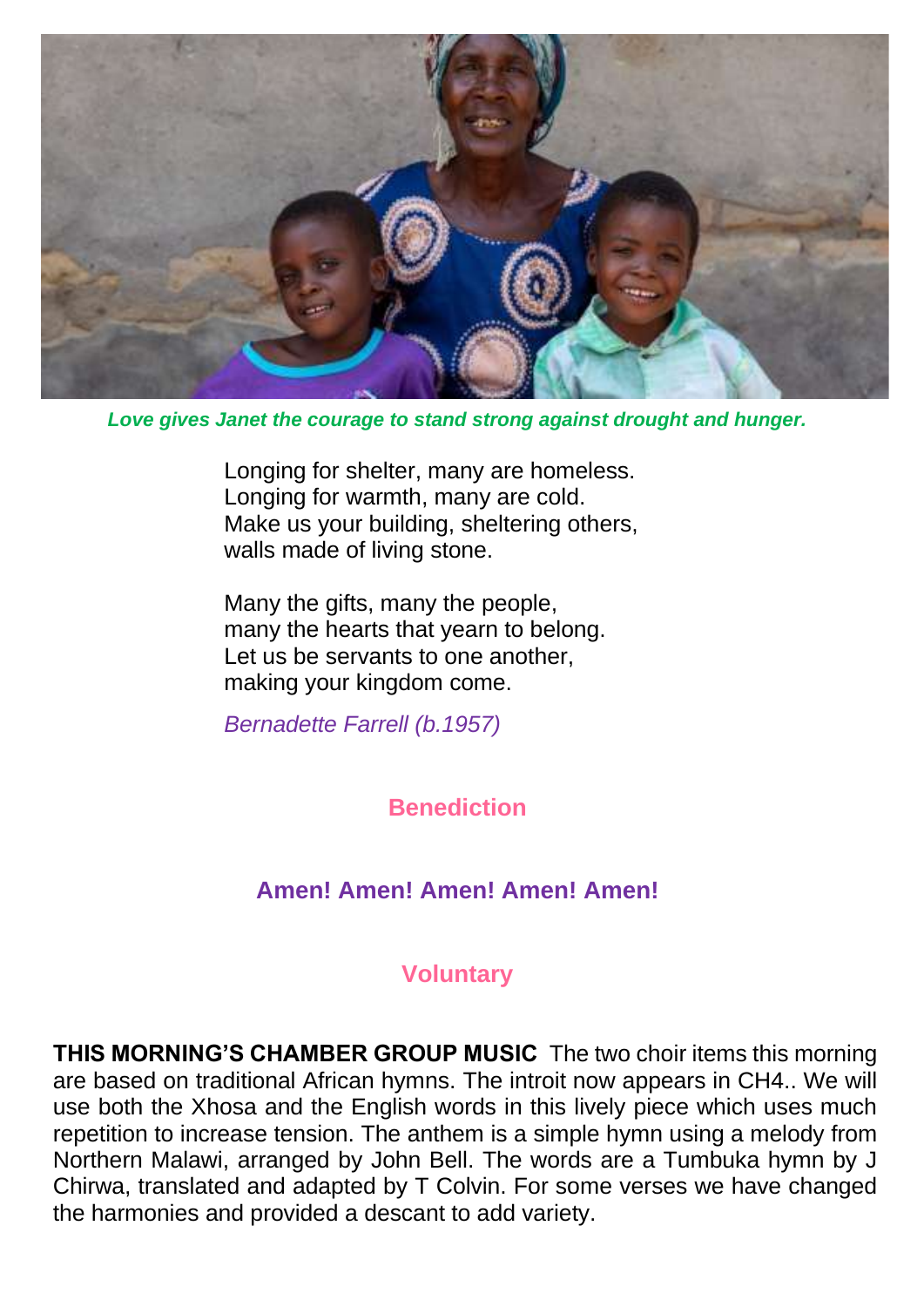***Love gives Janet the courage to stand strong against drought and hunger.***

Longing for shelter, many are homeless.
Longing for warmth, many are cold.
Make us your building, sheltering others,
walls made of living stone.

Many the gifts, many the people,
many the hearts that yearn to belong.
Let us be servants to one another,
making your kingdom come.

*Bernadette Farrell (b.1957)*

## Benediction

**Amen! Amen! Amen! Amen! Amen!**

## Voluntary

**THIS MORNING'S CHAMBER GROUP MUSIC** The two choir items this morning are based on traditional African hymns. The introit now appears in CH4.. We will use both the Xhosa and the English words in this lively piece which uses much repetition to increase tension. The anthem is a simple hymn using a melody from Northern Malawi, arranged by John Bell. The words are a Tumbuka hymn by J Chirwa, translated and adapted by T Colvin. For some verses we have changed the harmonies and provided a descant to add variety.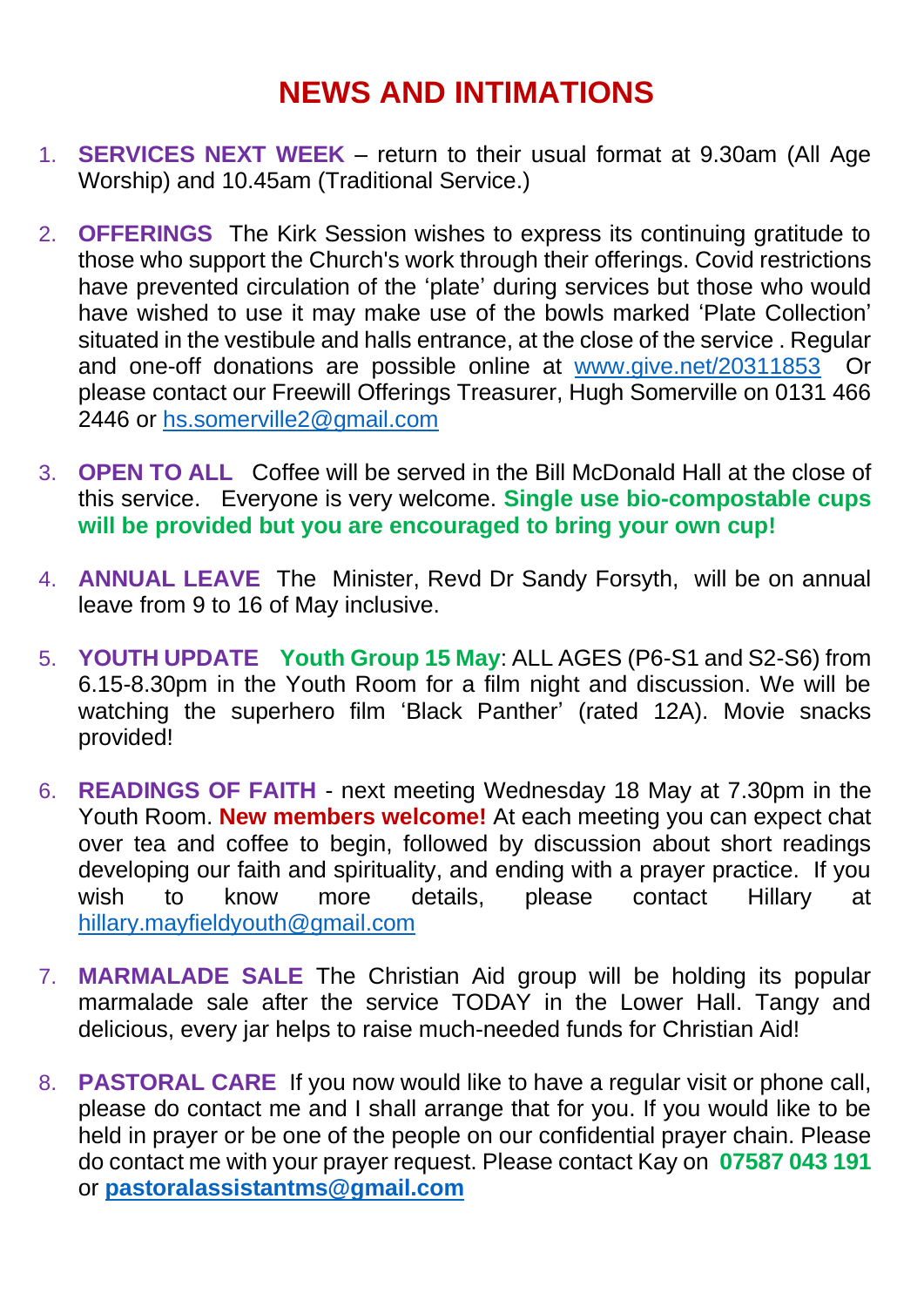# NEWS AND INTIMATIONS

1. **SERVICES NEXT WEEK** – return to their usual format at 9.30am (All Age Worship) and 10.45am (Traditional Service.)

2. **OFFERINGS** The Kirk Session wishes to express its continuing gratitude to those who support the Church's work through their offerings. Covid restrictions have prevented circulation of the 'plate' during services but those who would have wished to use it may make use of the bowls marked 'Plate Collection' situated in the vestibule and halls entrance, at the close of the service . Regular and one-off donations are possible online at www.give.net/20311853 Or please contact our Freewill Offerings Treasurer, Hugh Somerville on 0131 466 2446 or hs.somerville2@gmail.com

3. **OPEN TO ALL** Coffee will be served in the Bill McDonald Hall at the close of this service. Everyone is very welcome. **Single use bio-compostable cups will be provided but you are encouraged to bring your own cup!**

4. **ANNUAL LEAVE** The Minister, Revd Dr Sandy Forsyth, will be on annual leave from 9 to 16 of May inclusive.

5. **YOUTH UPDATE** **Youth Group 15 May**: ALL AGES (P6-S1 and S2-S6) from 6.15-8.30pm in the Youth Room for a film night and discussion. We will be watching the superhero film 'Black Panther' (rated 12A). Movie snacks provided!

6. **READINGS OF FAITH** - next meeting Wednesday 18 May at 7.30pm in the Youth Room. **New members welcome!** At each meeting you can expect chat over tea and coffee to begin, followed by discussion about short readings developing our faith and spirituality, and ending with a prayer practice. If you wish to know more details, please contact Hillary at hillary.mayfieldyouth@gmail.com

7. **MARMALADE SALE** The Christian Aid group will be holding its popular marmalade sale after the service TODAY in the Lower Hall. Tangy and delicious, every jar helps to raise much-needed funds for Christian Aid!

8. **PASTORAL CARE** If you now would like to have a regular visit or phone call, please do contact me and I shall arrange that for you. If you would like to be held in prayer or be one of the people on our confidential prayer chain. Please do contact me with your prayer request. Please contact Kay on **07587 043 191** or **pastoralassistantms@gmail.com**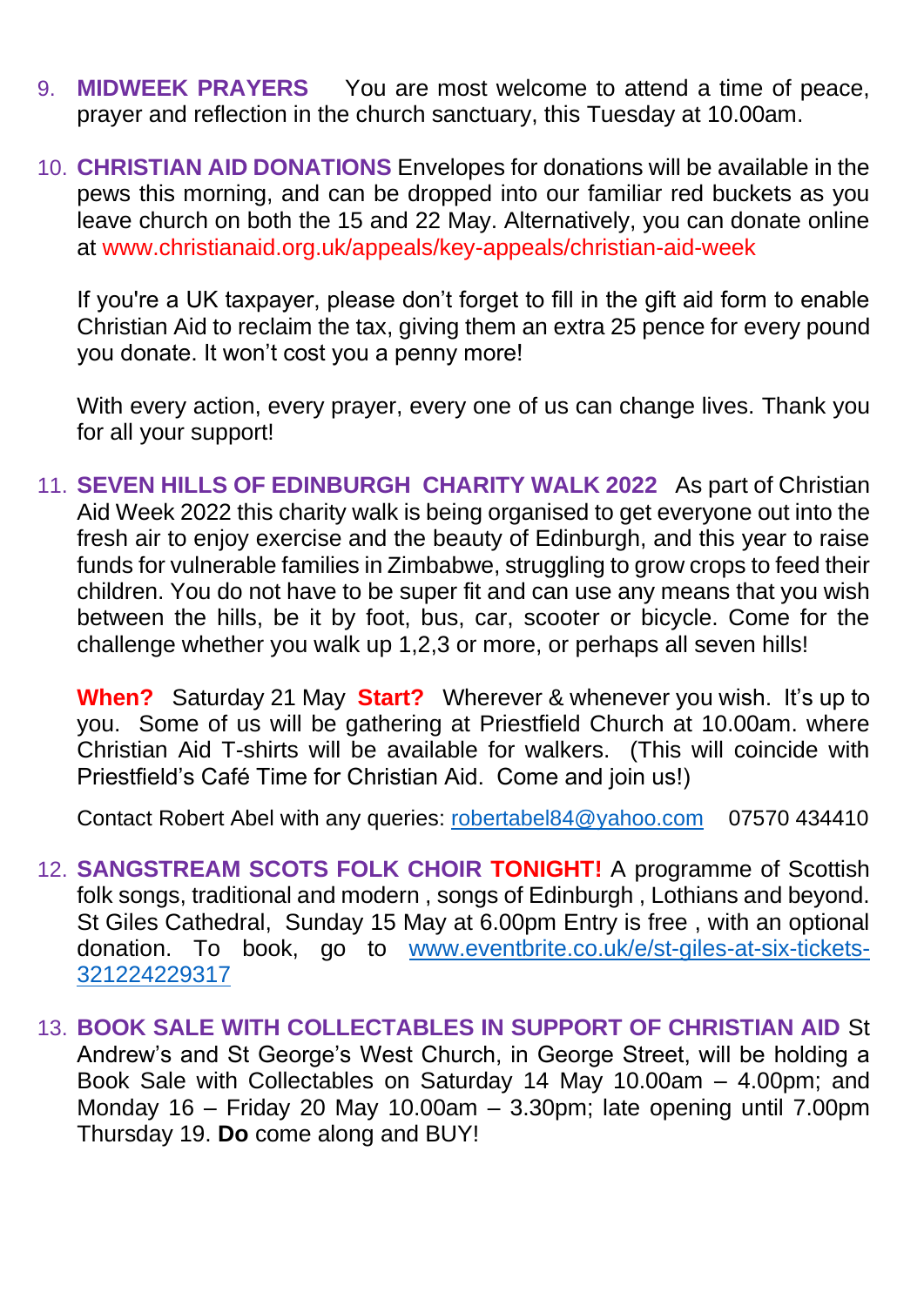9. **MIDWEEK PRAYERS** You are most welcome to attend a time of peace, prayer and reflection in the church sanctuary, this Tuesday at 10.00am.

10. **CHRISTIAN AID DONATIONS** Envelopes for donations will be available in the pews this morning, and can be dropped into our familiar red buckets as you leave church on both the 15 and 22 May. Alternatively, you can donate online at www.christianaid.org.uk/appeals/key-appeals/christian-aid-week

    If you're a UK taxpayer, please don't forget to fill in the gift aid form to enable Christian Aid to reclaim the tax, giving them an extra 25 pence for every pound you donate. It won't cost you a penny more!

    With every action, every prayer, every one of us can change lives. Thank you for all your support!

11. **SEVEN HILLS OF EDINBURGH CHARITY WALK 2022** As part of Christian Aid Week 2022 this charity walk is being organised to get everyone out into the fresh air to enjoy exercise and the beauty of Edinburgh, and this year to raise funds for vulnerable families in Zimbabwe, struggling to grow crops to feed their children. You do not have to be super fit and can use any means that you wish between the hills, be it by foot, bus, car, scooter or bicycle. Come for the challenge whether you walk up 1,2,3 or more, or perhaps all seven hills!

    **When?** Saturday 21 May **Start?** Wherever & whenever you wish. It's up to you. Some of us will be gathering at Priestfield Church at 10.00am. where Christian Aid T-shirts will be available for walkers. (This will coincide with Priestfield's Café Time for Christian Aid. Come and join us!)

    Contact Robert Abel with any queries: robertabel84@yahoo.com 07570 434410

12. **SANGSTREAM SCOTS FOLK CHOIR TONIGHT!** A programme of Scottish folk songs, traditional and modern , songs of Edinburgh , Lothians and beyond. St Giles Cathedral, Sunday 15 May at 6.00pm Entry is free , with an optional donation. To book, go to www.eventbrite.co.uk/e/st-giles-at-six-tickets-321224229317

13. **BOOK SALE WITH COLLECTABLES IN SUPPORT OF CHRISTIAN AID** St Andrew's and St George's West Church, in George Street, will be holding a Book Sale with Collectables on Saturday 14 May 10.00am – 4.00pm; and Monday 16 – Friday 20 May 10.00am – 3.30pm; late opening until 7.00pm Thursday 19. **Do** come along and BUY!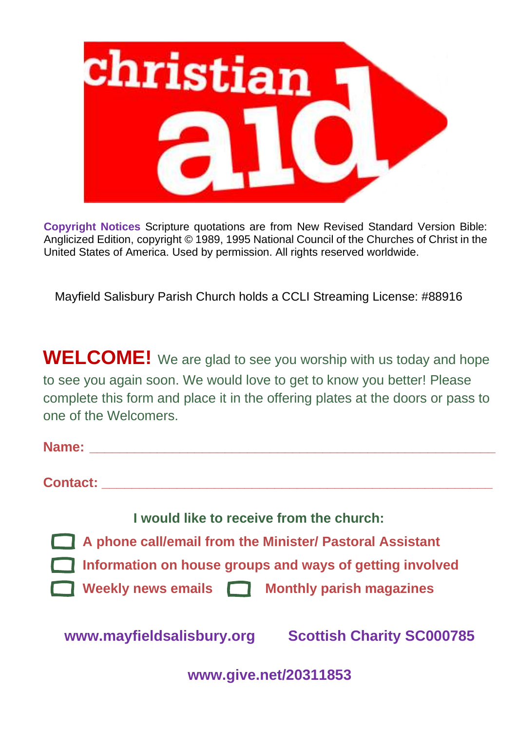christian aid

**Copyright Notices** Scripture quotations are from New Revised Standard Version Bible: Anglicized Edition, copyright © 1989, 1995 National Council of the Churches of Christ in the United States of America. Used by permission. All rights reserved worldwide.

Mayfield Salisbury Parish Church holds a CCLI Streaming License: #88916

**WELCOME!** We are glad to see you worship with us today and hope to see you again soon. We would love to get to know you better! Please complete this form and place it in the offering plates at the doors or pass to one of the Welcomers.

**Name:** ___________________________________________________

**Contact:** _________________________________________________

**I would like to receive from the church:**

- ☐ **A phone call/email from the Minister/ Pastoral Assistant**
- ☐ **Information on house groups and ways of getting involved**
- ☐ **Weekly news emails** ☐ **Monthly parish magazines**

**www.mayfieldsalisbury.org** **Scottish Charity SC000785**

**www.give.net/20311853**